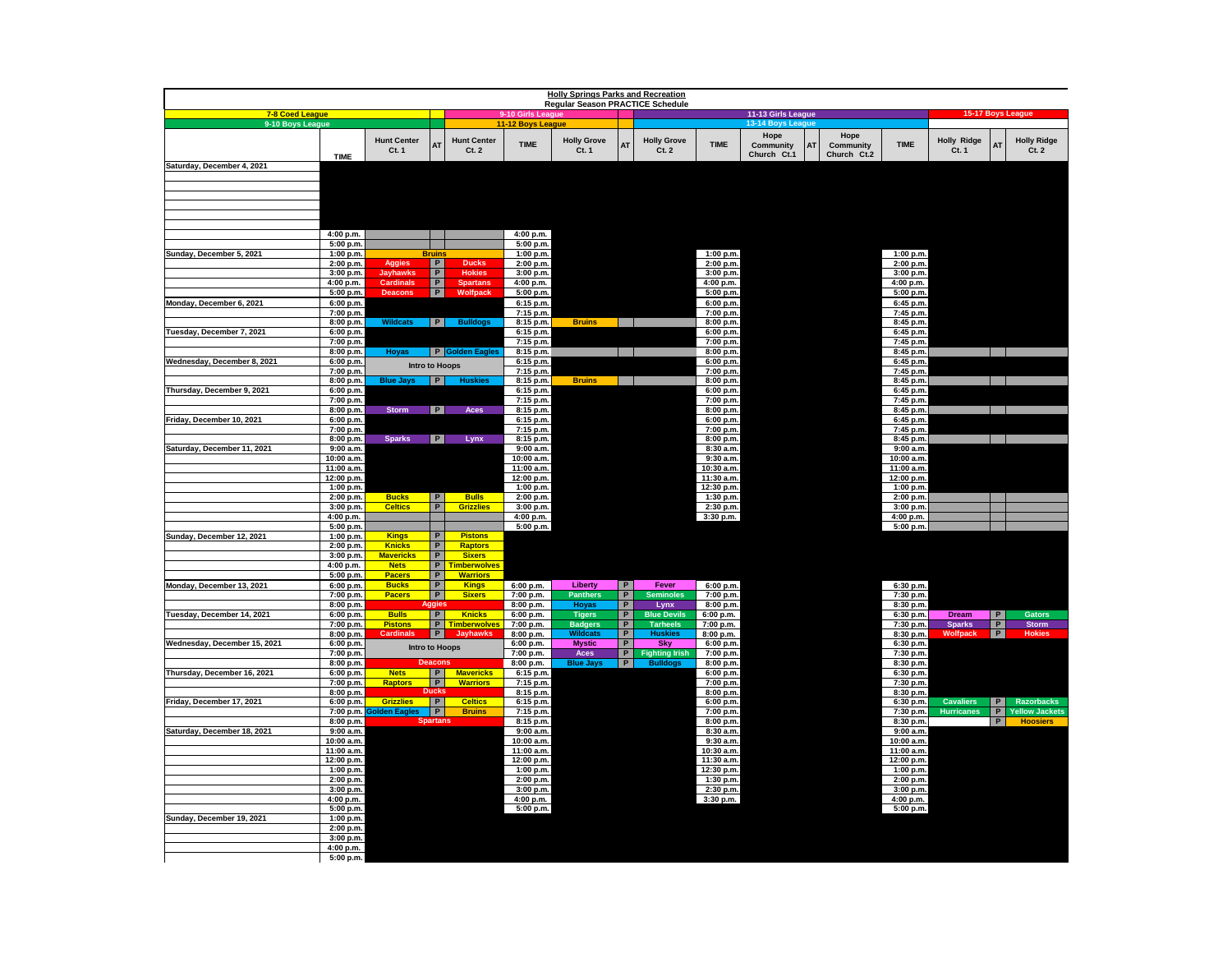# Holly Springs Parks and Recreation
## Regular Season PRACTICE Schedule

| | | | | | | | | | | | | | | | | | |
|---|---|---|---|---|---|---|---|---|---|---|---|---|---|---|---|---|---|
| 7-8 Coed League | | | | | 9-10 Girls League | | | | | 11-13 Girls League | | | | | 15-17 Boys League | | |
| 9-10 Boys League | | | | | 11-12 Boys League | | | | | 13-14 Boys League | | | | | | | |
| | TIME | Hunt Center Ct. 1 | AT | Hunt Center Ct. 2 | TIME | Holly Grove Ct. 1 | AT | Holly Grove Ct. 2 | TIME | Hope Community Church Ct.1 | AT | Hope Community Church Ct.2 | TIME | Holly Ridge Ct. 1 | AT | Holly Ridge Ct. 2 |
| Saturday, December 4, 2021 | | | | | | | | | | | | | | | | |
| | 4:00 p.m. | | | | 4:00 p.m. | | | | | | | | | | | |
| | 5:00 p.m. | | | | 5:00 p.m. | | | | | | | | | | | |
| Sunday, December 5, 2021 | 1:00 p.m. | Bruins | | | 1:00 p.m. | | | | 1:00 p.m. | | | | 1:00 p.m. | | | |
| | 2:00 p.m. | Aggies | P | Ducks | 2:00 p.m. | | | | 2:00 p.m. | | | | 2:00 p.m. | | | |
| | 3:00 p.m. | Jayhawks | P | Hokies | 3:00 p.m. | | | | 3:00 p.m. | | | | 3:00 p.m. | | | |
| | 4:00 p.m. | Cardinals | P | Spartans | 4:00 p.m. | | | | 4:00 p.m. | | | | 4:00 p.m. | | | |
| | 5:00 p.m. | Deacons | P | Wolfpack | 5:00 p.m. | | | | 5:00 p.m. | | | | 5:00 p.m. | | | |
| Monday, December 6, 2021 | 6:00 p.m. | | | | 6:15 p.m. | | | | 6:00 p.m. | | | | 6:45 p.m. | | | |
| | 7:00 p.m. | | | | 7:15 p.m. | | | | 7:00 p.m. | | | | 7:45 p.m. | | | |
| | 8:00 p.m. | Wildcats | P | Bulldogs | 8:15 p.m. | Bruins | | | 8:00 p.m. | | | | 8:45 p.m. | | | |
| Tuesday, December 7, 2021 | 6:00 p.m. | | | | 6:15 p.m. | | | | 6:00 p.m. | | | | 6:45 p.m. | | | |
| | 7:00 p.m. | | | | 7:15 p.m. | | | | 7:00 p.m. | | | | 7:45 p.m. | | | |
| | 8:00 p.m. | Hoyas | P | Golden Eagles | 8:15 p.m. | | | | 8:00 p.m. | | | | 8:45 p.m. | | | |
| Wednesday, December 8, 2021 | 6:00 p.m. | Intro to Hoops | | | 6:15 p.m. | | | | 6:00 p.m. | | | | 6:45 p.m. | | | |
| | 7:00 p.m. | | | | 7:15 p.m. | | | | 7:00 p.m. | | | | 7:45 p.m. | | | |
| | 8:00 p.m. | Blue Jays | P | Huskies | 8:15 p.m. | Bruins | | | 8:00 p.m. | | | | 8:45 p.m. | | | |
| Thursday, December 9, 2021 | 6:00 p.m. | | | | 6:15 p.m. | | | | 6:00 p.m. | | | | 6:45 p.m. | | | |
| | 7:00 p.m. | | | | 7:15 p.m. | | | | 7:00 p.m. | | | | 7:45 p.m. | | | |
| | 8:00 p.m. | Storm | P | Aces | 8:15 p.m. | | | | 8:00 p.m. | | | | 8:45 p.m. | | | |
| Friday, December 10, 2021 | 6:00 p.m. | | | | 6:15 p.m. | | | | 6:00 p.m. | | | | 6:45 p.m. | | | |
| | 7:00 p.m. | | | | 7:15 p.m. | | | | 7:00 p.m. | | | | 7:45 p.m. | | | |
| | 8:00 p.m. | Sparks | P | Lynx | 8:15 p.m. | | | | 8:00 p.m. | | | | 8:45 p.m. | | | |
| Saturday, December 11, 2021 | 9:00 a.m. | | | | 9:00 a.m. | | | | 8:30 a.m. | | | | 9:00 a.m. | | | |
| | 10:00 a.m. | | | | 10:00 a.m. | | | | 9:30 a.m. | | | | 10:00 a.m. | | | |
| | 11:00 a.m. | | | | 11:00 a.m. | | | | 10:30 a.m. | | | | 11:00 a.m. | | | |
| | 12:00 p.m. | | | | 12:00 p.m. | | | | 11:30 a.m. | | | | 12:00 p.m. | | | |
| | 1:00 p.m. | | | | 1:00 p.m. | | | | 12:30 p.m. | | | | 1:00 p.m. | | | |
| | 2:00 p.m. | Bucks | P | Bulls | 2:00 p.m. | | | | 1:30 p.m. | | | | 2:00 p.m. | | | |
| | 3:00 p.m. | Celtics | P | Grizzlies | 3:00 p.m. | | | | 2:30 p.m. | | | | 3:00 p.m. | | | |
| | 4:00 p.m. | | | | 4:00 p.m. | | | | 3:30 p.m. | | | | 4:00 p.m. | | | |
| | 5:00 p.m. | | | | 5:00 p.m. | | | | | | | | 5:00 p.m. | | | |
| Sunday, December 12, 2021 | 1:00 p.m. | Kings | P | Pistons | | | | | | | | | | | | |
| | 2:00 p.m. | Knicks | P | Raptors | | | | | | | | | | | | |
| | 3:00 p.m. | Mavericks | P | Sixers | | | | | | | | | | | | |
| | 4:00 p.m. | Nets | P | Timberwolves | | | | | | | | | | | | |
| | 5:00 p.m. | Pacers | P | Warriors | | | | | | | | | | | | |
| Monday, December 13, 2021 | 6:00 p.m. | Bucks | P | Kings | 6:00 p.m. | Liberty | P | Fever | 6:00 p.m. | | | | 6:30 p.m. | | | |
| | 7:00 p.m. | Pacers | P | Sixers | 7:00 p.m. | Panthers | P | Seminoles | 7:00 p.m. | | | | 7:30 p.m. | | | |
| | 8:00 p.m. | Aggies | | | 8:00 p.m. | Hoyas | P | Lynx | 8:00 p.m. | | | | 8:30 p.m. | | | |
| Tuesday, December 14, 2021 | 6:00 p.m. | Bulls | P | Knicks | 6:00 p.m. | Tigers | P | Blue Devils | 6:00 p.m. | | | | 6:30 p.m. | Dream | P | Gators |
| | 7:00 p.m. | Pistons | P | Timberwolves | 7:00 p.m. | Badgers | P | Tarheels | 7:00 p.m. | | | | 7:30 p.m. | Sparks | P | Storm |
| | 8:00 p.m. | Cardinals | P | Jayhawks | 8:00 p.m. | Wildcats | P | Huskies | 8:00 p.m. | | | | 8:30 p.m. | Wolfpack | P | Hokies |
| Wednesday, December 15, 2021 | 6:00 p.m. | Intro to Hoops | | | 6:00 p.m. | Mystic | P | Sky | 6:00 p.m. | | | | 6:30 p.m. | | | |
| | 7:00 p.m. | | | | 7:00 p.m. | Aces | P | Fighting Irish | 7:00 p.m. | | | | 7:30 p.m. | | | |
| | 8:00 p.m. | Deacons | | | 8:00 p.m. | Blue Jays | P | Bulldogs | 8:00 p.m. | | | | 8:30 p.m. | | | |
| Thursday, December 16, 2021 | 6:00 p.m. | Nets | P | Mavericks | 6:15 p.m. | | | | 6:00 p.m. | | | | 6:30 p.m. | | | |
| | 7:00 p.m. | Raptors | P | Warriors | 7:15 p.m. | | | | 7:00 p.m. | | | | 7:30 p.m. | | | |
| | 8:00 p.m. | Ducks | | | 8:15 p.m. | | | | 8:00 p.m. | | | | 8:30 p.m. | | | |
| Friday, December 17, 2021 | 6:00 p.m. | Grizzlies | P | Celtics | 6:15 p.m. | | | | 6:00 p.m. | | | | 6:30 p.m. | Cavaliers | P | Razorbacks |
| | 7:00 p.m. | Golden Eagles | P | Bruins | 7:15 p.m. | | | | 7:00 p.m. | | | | 7:30 p.m. | Hurricanes | P | Yellow Jackets |
| | 8:00 p.m. | Spartans | | | 8:15 p.m. | | | | 8:00 p.m. | | | | 8:30 p.m. | | P | Hoosiers |
| Saturday, December 18, 2021 | 9:00 a.m. | | | | 9:00 a.m. | | | | 8:30 a.m. | | | | 9:00 a.m. | | | |
| | 10:00 a.m. | | | | 10:00 a.m. | | | | 9:30 a.m. | | | | 10:00 a.m. | | | |
| | 11:00 a.m. | | | | 11:00 a.m. | | | | 10:30 a.m. | | | | 11:00 a.m. | | | |
| | 12:00 p.m. | | | | 12:00 p.m. | | | | 11:30 a.m. | | | | 12:00 p.m. | | | |
| | 1:00 p.m. | | | | 1:00 p.m. | | | | 12:30 p.m. | | | | 1:00 p.m. | | | |
| | 2:00 p.m. | | | | 2:00 p.m. | | | | 1:30 p.m. | | | | 2:00 p.m. | | | |
| | 3:00 p.m. | | | | 3:00 p.m. | | | | 2:30 p.m. | | | | 3:00 p.m. | | | |
| | 4:00 p.m. | | | | 4:00 p.m. | | | | 3:30 p.m. | | | | 4:00 p.m. | | | |
| | 5:00 p.m. | | | | 5:00 p.m. | | | | | | | | 5:00 p.m. | | | |
| Sunday, December 19, 2021 | 1:00 p.m. | | | | | | | | | | | | | | | |
| | 2:00 p.m. | | | | | | | | | | | | | | | |
| | 3:00 p.m. | | | | | | | | | | | | | | | |
| | 4:00 p.m. | | | | | | | | | | | | | | | |
| | 5:00 p.m. | | | | | | | | | | | | | | | |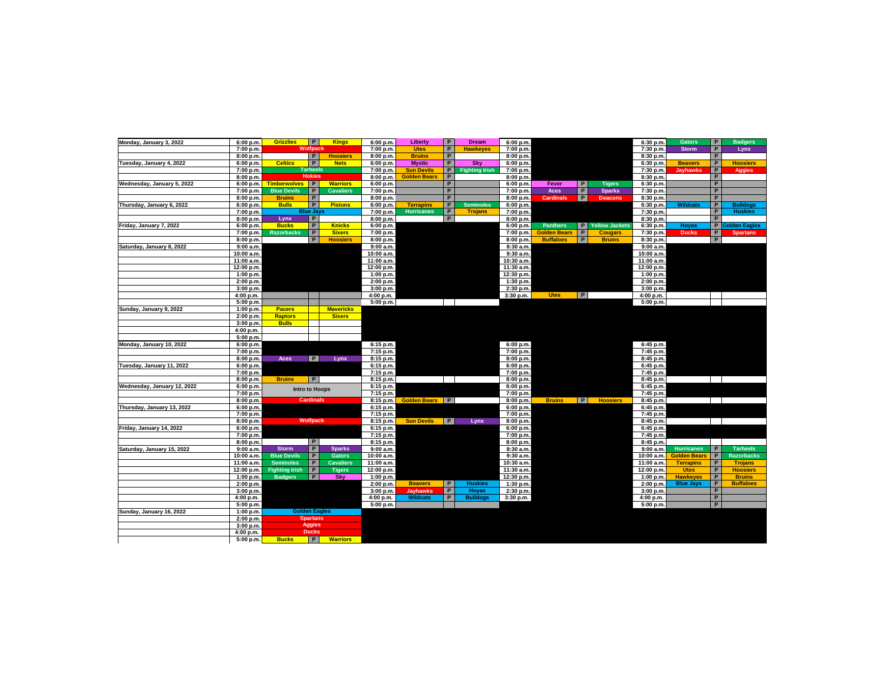| Date | Time | Team | P | Team | Time | Team | P | Team | Time | Team | P | Team | Time | Team | P | Team |
|---|---|---|---|---|---|---|---|---|---|---|---|---|---|---|---|---|
| Monday, January 3, 2022 | 6:00 p.m. | Grizzlies | P | Kings | 6:00 p.m. | Liberty | P | Dream | 6:00 p.m. | | | | 6:30 p.m. | Gators | P | Badgers |
| | 7:00 p.m. | Wolfpack | | | 7:00 p.m. | Utes | P | Hawkeyes | 7:00 p.m. | | | | 7:30 p.m. | Storm | P | Lynx |
| | 8:00 p.m. | | P | Hoosiers | 8:00 p.m. | Bruins | P | | 8:00 p.m. | | | | 8:30 p.m. | | P | |
| Tuesday, January 4, 2022 | 6:00 p.m. | Celtics | P | Nets | 6:00 p.m. | Mystic | P | Sky | 6:00 p.m. | | | | 6:30 p.m. | Beavers | P | Hoosiers |
| | 7:00 p.m. | Tarheels | | | 7:00 p.m. | Sun Devils | P | Fighting Irish | 7:00 p.m. | | | | 7:30 p.m. | Jayhawks | P | Aggies |
| | 8:00 p.m. | Hokies | | | 8:00 p.m. | Golden Bears | P | | 8:00 p.m. | | | | 8:30 p.m. | | P | |
| Wednesday, January 5, 2022 | 6:00 p.m. | Timberwolves | P | Warriors | 6:00 p.m. | | P | | 6:00 p.m. | Fever | P | Tigers | 6:30 p.m. | | P | |
| | 7:00 p.m. | Blue Devils | P | Cavaliers | 7:00 p.m. | | P | | 7:00 p.m. | Aces | P | Sparks | 7:30 p.m. | | P | |
| | 8:00 p.m. | Bruins | P | | 8:00 p.m. | | P | | 8:00 p.m. | Cardinals | P | Deacons | 8:30 p.m. | | P | |
| Thursday, January 6, 2022 | 6:00 p.m. | Bulls | P | Pistons | 6:00 p.m. | Terrapins | P | Seminoles | 6:00 p.m. | | | | 6:30 p.m. | Wildcats | P | Bulldogs |
| | 7:00 p.m. | Blue Jays | | | 7:00 p.m. | Hurricanes | P | Trojans | 7:00 p.m. | | | | 7:30 p.m. | | P | Huskies |
| | 8:00 p.m. | Lynx | P | | 8:00 p.m. | | P | | 8:00 p.m. | | | | 8:30 p.m. | | P | |
| Friday, January 7, 2022 | 6:00 p.m. | Bucks | P | Knicks | 6:00 p.m. | | | | 6:00 p.m. | Panthers | P | Yellow Jackets | 6:30 p.m. | Hoyas | P | Golden Eagles |
| | 7:00 p.m. | Razorbacks | P | Sixers | 7:00 p.m. | | | | 7:00 p.m. | Golden Bears | P | Cougars | 7:30 p.m. | Ducks | P | Spartans |
| | 8:00 p.m. | | P | Hoosiers | 8:00 p.m. | | | | 8:00 p.m. | Buffaloes | P | Bruins | 8:30 p.m. | | P | |
| Saturday, January 8, 2022 | 9:00 a.m. | | | | 9:00 a.m. | | | | 8:30 a.m. | | | | 9:00 a.m. | | | |
| | 10:00 a.m. | | | | 10:00 a.m. | | | | 9:30 a.m. | | | | 10:00 a.m. | | | |
| | 11:00 a.m. | | | | 11:00 a.m. | | | | 10:30 a.m. | | | | 11:00 a.m. | | | |
| | 12:00 p.m. | | | | 12:00 p.m. | | | | 11:30 a.m. | | | | 12:00 p.m. | | | |
| | 1:00 p.m. | | | | 1:00 p.m. | | | | 12:30 p.m. | | | | 1:00 p.m. | | | |
| | 2:00 p.m. | | | | 2:00 p.m. | | | | 1:30 p.m. | | | | 2:00 p.m. | | | |
| | 3:00 p.m. | | | | 3:00 p.m. | | | | 2:30 p.m. | | | | 3:00 p.m. | | | |
| | 4:00 p.m. | | | | 4:00 p.m. | | | | 3:30 p.m. | Utes | P | | 4:00 p.m. | | | |
| | 5:00 p.m. | | | | 5:00 p.m. | | | | | | | | 5:00 p.m. | | | |
| Sunday, January 9, 2022 | 1:00 p.m. | Pacers | | Mavericks | | | | | | | | | | | | |
| | 2:00 p.m. | Raptors | | Sixers | | | | | | | | | | | | |
| | 3:00 p.m. | Bulls | | | | | | | | | | | | | | |
| | 4:00 p.m. | | | | | | | | | | | | | | | |
| | 5:00 p.m. | | | | | | | | | | | | | | | |
| Monday, January 10, 2022 | 6:00 p.m. | | | | 6:15 p.m. | | | | 6:00 p.m. | | | | 6:45 p.m. | | | |
| | 7:00 p.m. | | | | 7:15 p.m. | | | | 7:00 p.m. | | | | 7:45 p.m. | | | |
| | 8:00 p.m. | Aces | P | Lynx | 8:15 p.m. | | | | 8:00 p.m. | | | | 8:45 p.m. | | | |
| Tuesday, January 11, 2022 | 6:00 p.m. | | | | 6:15 p.m. | | | | 6:00 p.m. | | | | 6:45 p.m. | | | |
| | 7:00 p.m. | | | | 7:15 p.m. | | | | 7:00 p.m. | | | | 7:45 p.m. | | | |
| | 8:00 p.m. | Bruins | P | | 8:15 p.m. | | | | 8:00 p.m. | | | | 8:45 p.m. | | | |
| Wednesday, January 12, 2022 | 6:00 p.m. | Intro to Hoops | | | 6:15 p.m. | | | | 6:00 p.m. | | | | 6:45 p.m. | | | |
| | 7:00 p.m. | | | | 7:15 p.m. | | | | 7:00 p.m. | | | | 7:45 p.m. | | | |
| | 8:00 p.m. | Cardinals | | | 8:15 p.m. | Golden Bears | P | | 8:00 p.m. | Bruins | P | Hoosiers | 8:45 p.m. | | | |
| Thursday, January 13, 2022 | 6:00 p.m. | | | | 6:15 p.m. | | | | 6:00 p.m. | | | | 6:45 p.m. | | | |
| | 7:00 p.m. | | | | 7:15 p.m. | | | | 7:00 p.m. | | | | 7:45 p.m. | | | |
| | 8:00 p.m. | Wolfpack | | | 8:15 p.m. | Sun Devils | P | Lynx | 8:00 p.m. | | | | 8:45 p.m. | | | |
| Friday, January 14, 2022 | 6:00 p.m. | | | | 6:15 p.m. | | | | 6:00 p.m. | | | | 6:45 p.m. | | | |
| | 7:00 p.m. | | | | 7:15 p.m. | | | | 7:00 p.m. | | | | 7:45 p.m. | | | |
| | 8:00 p.m. | | P | | 8:15 p.m. | | | | 8:00 p.m. | | | | 8:45 p.m. | | | |
| Saturday, January 15, 2022 | 9:00 a.m. | Storm | P | Sparks | 9:00 a.m. | | | | 8:30 a.m. | | | | 9:00 a.m. | Hurricanes | P | Tarheels |
| | 10:00 a.m. | Blue Devils | P | Gators | 10:00 a.m. | | | | 9:30 a.m. | | | | 10:00 a.m. | Golden Bears | P | Razorbacks |
| | 11:00 a.m. | Seminoles | P | Cavaliers | 11:00 a.m. | | | | 10:30 a.m. | | | | 11:00 a.m. | Terrapins | P | Trojans |
| | 12:00 p.m. | Fighting Irish | P | Tigers | 12:00 p.m. | | | | 11:30 a.m. | | | | 12:00 p.m. | Utes | P | Hoosiers |
| | 1:00 p.m. | Badgers | P | Sky | 1:00 p.m. | | | | 12:30 p.m. | | | | 1:00 p.m. | Hawkeyes | P | Bruins |
| | 2:00 p.m. | | | | 2:00 p.m. | Beavers | P | Huskies | 1:30 p.m. | | | | 2:00 p.m. | Blue Jays | P | Buffaloes |
| | 3:00 p.m. | | | | 3:00 p.m. | Jayhawks | P | Hoyas | 2:30 p.m. | | | | 3:00 p.m. | | P | |
| | 4:00 p.m. | | | | 4:00 p.m. | Wildcats | P | Bulldogs | 3:30 p.m. | | | | 4:00 p.m. | | P | |
| | 5:00 p.m. | | | | 5:00 p.m. | | | | | | | | 5:00 p.m. | | P | |
| Sunday, January 16, 2022 | 1:00 p.m. | Golden Eagles | | | | | | | | | | | | | | |
| | 2:00 p.m. | Spartans | | | | | | | | | | | | | | |
| | 3:00 p.m. | Aggies | | | | | | | | | | | | | | |
| | 4:00 p.m. | Ducks | | | | | | | | | | | | | | |
| | 5:00 p.m. | Bucks | P | Warriors | | | | | | | | | | | | |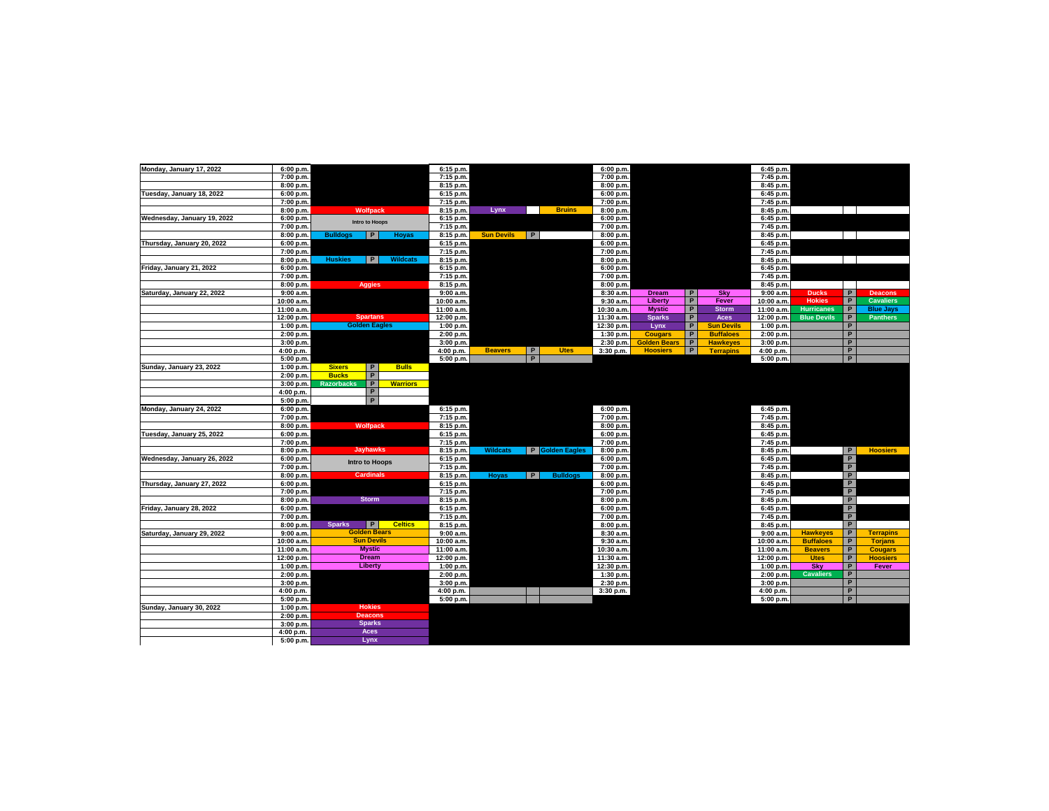| Date | Time | Team | | Team | Time | Team | | Team | Time | Team | | Team | Time | Team | | Team |
|---|---|---|---|---|---|---|---|---|---|---|---|---|---|---|---|---|
| Monday, January 17, 2022 | 6:00 p.m. | | | | 6:15 p.m. | | | | 6:00 p.m. | | | | 6:45 p.m. | | | |
| | 7:00 p.m. | | | | 7:15 p.m. | | | | 7:00 p.m. | | | | 7:45 p.m. | | | |
| | 8:00 p.m. | | | | 8:15 p.m. | | | | 8:00 p.m. | | | | 8:45 p.m. | | | |
| Tuesday, January 18, 2022 | 6:00 p.m. | | | | 6:15 p.m. | | | | 6:00 p.m. | | | | 6:45 p.m. | | | |
| | 7:00 p.m. | | | | 7:15 p.m. | | | | 7:00 p.m. | | | | 7:45 p.m. | | | |
| | 8:00 p.m. | Wolfpack | | | 8:15 p.m. | Lynx | | Bruins | 8:00 p.m. | | | | 8:45 p.m. | | | |
| Wednesday, January 19, 2022 | 6:00 p.m. | Intro to Hoops | | | 6:15 p.m. | | | | 6:00 p.m. | | | | 6:45 p.m. | | | |
| | 7:00 p.m. | | | | 7:15 p.m. | | | | 7:00 p.m. | | | | 7:45 p.m. | | | |
| | 8:00 p.m. | Bulldogs | P | Hoyas | 8:15 p.m. | Sun Devils | P | | 8:00 p.m. | | | | 8:45 p.m. | | | |
| Thursday, January 20, 2022 | 6:00 p.m. | | | | 6:15 p.m. | | | | 6:00 p.m. | | | | 6:45 p.m. | | | |
| | 7:00 p.m. | | | | 7:15 p.m. | | | | 7:00 p.m. | | | | 7:45 p.m. | | | |
| | 8:00 p.m. | Huskies | P | Wildcats | 8:15 p.m. | | | | 8:00 p.m. | | | | 8:45 p.m. | | | |
| Friday, January 21, 2022 | 6:00 p.m. | | | | 6:15 p.m. | | | | 6:00 p.m. | | | | 6:45 p.m. | | | |
| | 7:00 p.m. | | | | 7:15 p.m. | | | | 7:00 p.m. | | | | 7:45 p.m. | | | |
| | 8:00 p.m. | Aggies | | | 8:15 p.m. | | | | 8:00 p.m. | | | | 8:45 p.m. | | | |
| Saturday, January 22, 2022 | 9:00 a.m. | | | | 9:00 a.m. | | | | 8:30 a.m. | Dream | P | Sky | 9:00 a.m. | Ducks | P | Deacons |
| | 10:00 a.m. | | | | 10:00 a.m. | | | | 9:30 a.m. | Liberty | P | Fever | 10:00 a.m. | Hokies | P | Cavaliers |
| | 11:00 a.m. | | | | 11:00 a.m. | | | | 10:30 a.m. | Mystic | P | Storm | 11:00 a.m. | Hurricanes | P | Blue Jays |
| | 12:00 p.m. | Spartans | | | 12:00 p.m. | | | | 11:30 a.m. | Sparks | P | Aces | 12:00 p.m. | Blue Devils | P | Panthers |
| | 1:00 p.m. | Golden Eagles | | | 1:00 p.m. | | | | 12:30 p.m. | Lynx | P | Sun Devils | 1:00 p.m. | | P | |
| | 2:00 p.m. | | | | 2:00 p.m. | | | | 1:30 p.m. | Cougars | P | Buffaloes | 2:00 p.m. | | P | |
| | 3:00 p.m. | | | | 3:00 p.m. | | | | 2:30 p.m. | Golden Bears | P | Hawkeyes | 3:00 p.m. | | P | |
| | 4:00 p.m. | | | | 4:00 p.m. | Beavers | P | Utes | 3:30 p.m. | Hoosiers | P | Terrapins | 4:00 p.m. | | P | |
| | 5:00 p.m. | | | | 5:00 p.m. | | P | | | | | | 5:00 p.m. | | P | |
| Sunday, January 23, 2022 | 1:00 p.m. | Sixers | P | Bulls | | | | | | | | | | | | |
| | 2:00 p.m. | Bucks | P | | | | | | | | | | | | | |
| | 3:00 p.m. | Razorbacks | P | Warriors | | | | | | | | | | | | |
| | 4:00 p.m. | | P | | | | | | | | | | | | | |
| | 5:00 p.m. | | P | | | | | | | | | | | | | |
| Monday, January 24, 2022 | 6:00 p.m. | | | | 6:15 p.m. | | | | 6:00 p.m. | | | | 6:45 p.m. | | | |
| | 7:00 p.m. | | | | 7:15 p.m. | | | | 7:00 p.m. | | | | 7:45 p.m. | | | |
| | 8:00 p.m. | Wolfpack | | | 8:15 p.m. | | | | 8:00 p.m. | | | | 8:45 p.m. | | | |
| Tuesday, January 25, 2022 | 6:00 p.m. | | | | 6:15 p.m. | | | | 6:00 p.m. | | | | 6:45 p.m. | | | |
| | 7:00 p.m. | | | | 7:15 p.m. | | | | 7:00 p.m. | | | | 7:45 p.m. | | | |
| | 8:00 p.m. | Jayhawks | | | 8:15 p.m. | Wildcats | P | Golden Eagles | 8:00 p.m. | | | | 8:45 p.m. | | P | Hoosiers |
| Wednesday, January 26, 2022 | 6:00 p.m. | Intro to Hoops | | | 6:15 p.m. | | | | 6:00 p.m. | | | | 6:45 p.m. | | P | |
| | 7:00 p.m. | | | | 7:15 p.m. | | | | 7:00 p.m. | | | | 7:45 p.m. | | P | |
| | 8:00 p.m. | Cardinals | | | 8:15 p.m. | Hoyas | P | Bulldogs | 8:00 p.m. | | | | 8:45 p.m. | | P | |
| Thursday, January 27, 2022 | 6:00 p.m. | | | | 6:15 p.m. | | | | 6:00 p.m. | | | | 6:45 p.m. | | P | |
| | 7:00 p.m. | | | | 7:15 p.m. | | | | 7:00 p.m. | | | | 7:45 p.m. | | P | |
| | 8:00 p.m. | Storm | | | 8:15 p.m. | | | | 8:00 p.m. | | | | 8:45 p.m. | | P | |
| Friday, January 28, 2022 | 6:00 p.m. | | | | 6:15 p.m. | | | | 6:00 p.m. | | | | 6:45 p.m. | | P | |
| | 7:00 p.m. | | | | 7:15 p.m. | | | | 7:00 p.m. | | | | 7:45 p.m. | | P | |
| | 8:00 p.m. | Sparks | P | Celtics | 8:15 p.m. | | | | 8:00 p.m. | | | | 8:45 p.m. | | P | |
| Saturday, January 29, 2022 | 9:00 a.m. | Golden Bears | | | 9:00 a.m. | | | | 8:30 a.m. | | | | 9:00 a.m. | Hawkeyes | P | Terrapins |
| | 10:00 a.m. | Sun Devils | | | 10:00 a.m. | | | | 9:30 a.m. | | | | 10:00 a.m. | Buffaloes | P | Torjans |
| | 11:00 a.m. | Mystic | | | 11:00 a.m. | | | | 10:30 a.m. | | | | 11:00 a.m. | Beavers | P | Cougars |
| | 12:00 p.m. | Dream | | | 12:00 p.m. | | | | 11:30 a.m. | | | | 12:00 p.m. | Utes | P | Hoosiers |
| | 1:00 p.m. | Liberty | | | 1:00 p.m. | | | | 12:30 p.m. | | | | 1:00 p.m. | Sky | P | Fever |
| | 2:00 p.m. | | | | 2:00 p.m. | | | | 1:30 p.m. | | | | 2:00 p.m. | Cavaliers | P | |
| | 3:00 p.m. | | | | 3:00 p.m. | | | | 2:30 p.m. | | | | 3:00 p.m. | | P | |
| | 4:00 p.m. | | | | 4:00 p.m. | | | | 3:30 p.m. | | | | 4:00 p.m. | | P | |
| | 5:00 p.m. | | | | 5:00 p.m. | | | | | | | | 5:00 p.m. | | P | |
| Sunday, January 30, 2022 | 1:00 p.m. | Hokies | | | | | | | | | | | | | | |
| | 2:00 p.m. | Deacons | | | | | | | | | | | | | | |
| | 3:00 p.m. | Sparks | | | | | | | | | | | | | | |
| | 4:00 p.m. | Aces | | | | | | | | | | | | | | |
| | 5:00 p.m. | Lynx | | | | | | | | | | | | | | |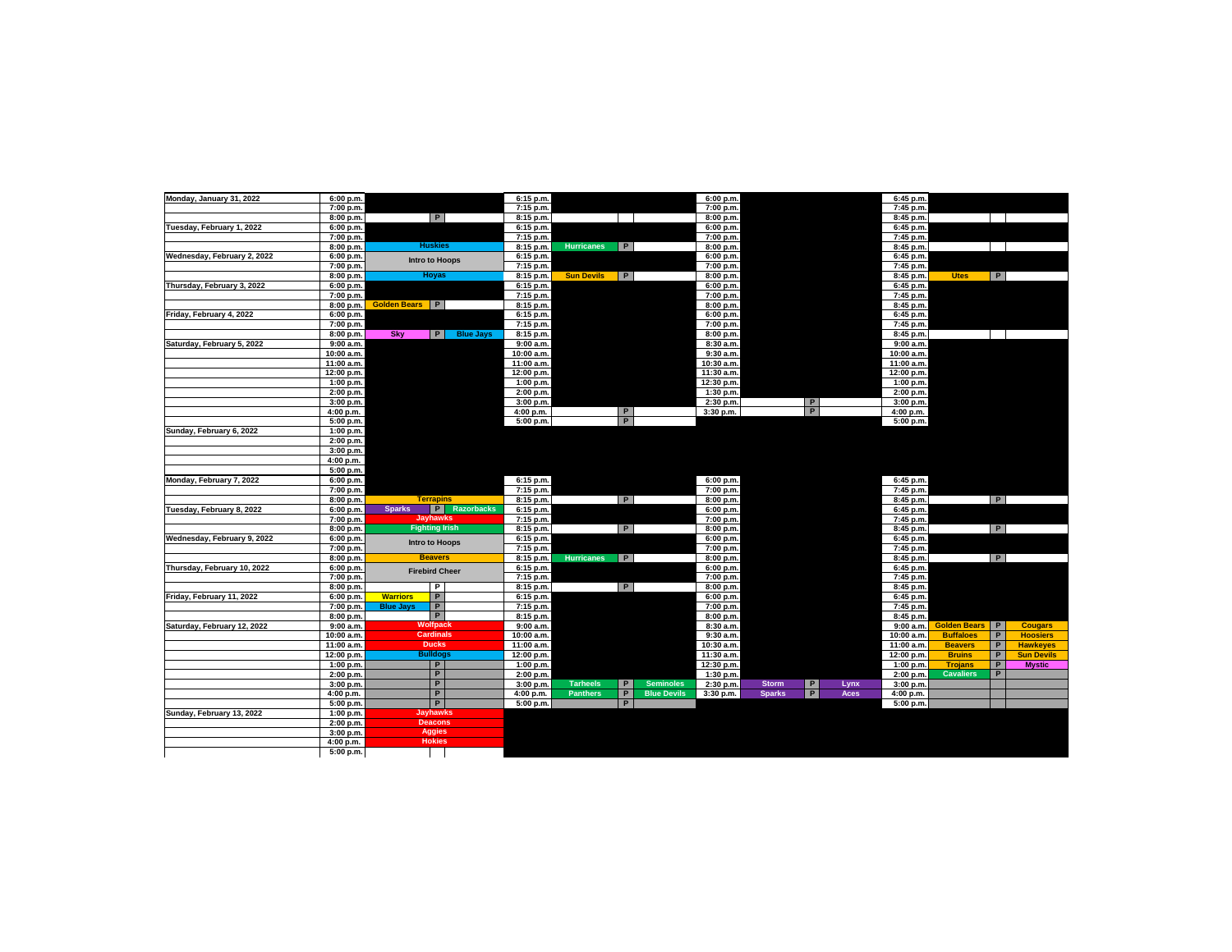| | | | | | | | | | | | | | | | | |
|---|---|---|---|---|---|---|---|---|---|---|---|---|---|---|---|---|
| Monday, January 31, 2022 | 6:00 p.m. | | | | 6:15 p.m. | | | | 6:00 p.m. | | | | 6:45 p.m. | | | |
| | 7:00 p.m. | | | | 7:15 p.m. | | | | 7:00 p.m. | | | | 7:45 p.m. | | | |
| | 8:00 p.m. | | P | | 8:15 p.m. | | | | 8:00 p.m. | | | | 8:45 p.m. | | | |
| Tuesday, February 1, 2022 | 6:00 p.m. | | | | 6:15 p.m. | | | | 6:00 p.m. | | | | 6:45 p.m. | | | |
| | 7:00 p.m. | | | | 7:15 p.m. | | | | 7:00 p.m. | | | | 7:45 p.m. | | | |
| | 8:00 p.m. | Huskies | | | 8:15 p.m. | Hurricanes | P | | 8:00 p.m. | | | | 8:45 p.m. | | | |
| Wednesday, February 2, 2022 | 6:00 p.m. | Intro to Hoops | | | 6:15 p.m. | | | | 6:00 p.m. | | | | 6:45 p.m. | | | |
| | 7:00 p.m. | | | | 7:15 p.m. | | | | 7:00 p.m. | | | | 7:45 p.m. | | | |
| | 8:00 p.m. | Hoyas | | | 8:15 p.m. | Sun Devils | P | | 8:00 p.m. | | | | 8:45 p.m. | Utes | P | |
| Thursday, February 3, 2022 | 6:00 p.m. | | | | 6:15 p.m. | | | | 6:00 p.m. | | | | 6:45 p.m. | | | |
| | 7:00 p.m. | | | | 7:15 p.m. | | | | 7:00 p.m. | | | | 7:45 p.m. | | | |
| | 8:00 p.m. | Golden Bears | P | | 8:15 p.m. | | | | 8:00 p.m. | | | | 8:45 p.m. | | | |
| Friday, February 4, 2022 | 6:00 p.m. | | | | 6:15 p.m. | | | | 6:00 p.m. | | | | 6:45 p.m. | | | |
| | 7:00 p.m. | | | | 7:15 p.m. | | | | 7:00 p.m. | | | | 7:45 p.m. | | | |
| | 8:00 p.m. | Sky | P | Blue Jays | 8:15 p.m. | | | | 8:00 p.m. | | | | 8:45 p.m. | | | |
| Saturday, February 5, 2022 | 9:00 a.m. | | | | 9:00 a.m. | | | | 8:30 a.m. | | | | 9:00 a.m. | | | |
| | 10:00 a.m. | | | | 10:00 a.m. | | | | 9:30 a.m. | | | | 10:00 a.m. | | | |
| | 11:00 a.m. | | | | 11:00 a.m. | | | | 10:30 a.m. | | | | 11:00 a.m. | | | |
| | 12:00 p.m. | | | | 12:00 p.m. | | | | 11:30 a.m. | | | | 12:00 p.m. | | | |
| | 1:00 p.m. | | | | 1:00 p.m. | | | | 12:30 p.m. | | | | 1:00 p.m. | | | |
| | 2:00 p.m. | | | | 2:00 p.m. | | | | 1:30 p.m. | | | | 2:00 p.m. | | | |
| | 3:00 p.m. | | | | 3:00 p.m. | | | | 2:30 p.m. | | P | | 3:00 p.m. | | | |
| | 4:00 p.m. | | | | 4:00 p.m. | | P | | 3:30 p.m. | | P | | 4:00 p.m. | | | |
| | 5:00 p.m. | | | | 5:00 p.m. | | P | | | | | | 5:00 p.m. | | | |
| Sunday, February 6, 2022 | 1:00 p.m. | | | | | | | | | | | | | | | |
| | 2:00 p.m. | | | | | | | | | | | | | | | |
| | 3:00 p.m. | | | | | | | | | | | | | | | |
| | 4:00 p.m. | | | | | | | | | | | | | | | |
| | 5:00 p.m. | | | | | | | | | | | | | | | |
| Monday, February 7, 2022 | 6:00 p.m. | | | | 6:15 p.m. | | | | 6:00 p.m. | | | | 6:45 p.m. | | | |
| | 7:00 p.m. | | | | 7:15 p.m. | | | | 7:00 p.m. | | | | 7:45 p.m. | | | |
| | 8:00 p.m. | Terrapins | | | 8:15 p.m. | | P | | 8:00 p.m. | | | | 8:45 p.m. | | P | |
| Tuesday, February 8, 2022 | 6:00 p.m. | Sparks | P | Razorbacks | 6:15 p.m. | | | | 6:00 p.m. | | | | 6:45 p.m. | | | |
| | 7:00 p.m. | Jayhawks | | | 7:15 p.m. | | | | 7:00 p.m. | | | | 7:45 p.m. | | | |
| | 8:00 p.m. | Fighting Irish | | | 8:15 p.m. | | P | | 8:00 p.m. | | | | 8:45 p.m. | | P | |
| Wednesday, February 9, 2022 | 6:00 p.m. | Intro to Hoops | | | 6:15 p.m. | | | | 6:00 p.m. | | | | 6:45 p.m. | | | |
| | 7:00 p.m. | | | | 7:15 p.m. | | | | 7:00 p.m. | | | | 7:45 p.m. | | | |
| | 8:00 p.m. | Beavers | | | 8:15 p.m. | Hurricanes | P | | 8:00 p.m. | | | | 8:45 p.m. | | P | |
| Thursday, February 10, 2022 | 6:00 p.m. | Firebird Cheer | | | 6:15 p.m. | | | | 6:00 p.m. | | | | 6:45 p.m. | | | |
| | 7:00 p.m. | | | | 7:15 p.m. | | | | 7:00 p.m. | | | | 7:45 p.m. | | | |
| | 8:00 p.m. | | P | | 8:15 p.m. | | P | | 8:00 p.m. | | | | 8:45 p.m. | | | |
| Friday, February 11, 2022 | 6:00 p.m. | Warriors | P | | 6:15 p.m. | | | | 6:00 p.m. | | | | 6:45 p.m. | | | |
| | 7:00 p.m. | Blue Jays | P | | 7:15 p.m. | | | | 7:00 p.m. | | | | 7:45 p.m. | | | |
| | 8:00 p.m. | | P | | 8:15 p.m. | | | | 8:00 p.m. | | | | 8:45 p.m. | | | |
| Saturday, February 12, 2022 | 9:00 a.m. | Wolfpack | | | 9:00 a.m. | | | | 8:30 a.m. | | | | 9:00 a.m. | Golden Bears | P | Cougars |
| | 10:00 a.m. | Cardinals | | | 10:00 a.m. | | | | 9:30 a.m. | | | | 10:00 a.m. | Buffaloes | P | Hoosiers |
| | 11:00 a.m. | Ducks | | | 11:00 a.m. | | | | 10:30 a.m. | | | | 11:00 a.m. | Beavers | P | Hawkeyes |
| | 12:00 p.m. | Bulldogs | | | 12:00 p.m. | | | | 11:30 a.m. | | | | 12:00 p.m. | Bruins | P | Sun Devils |
| | 1:00 p.m. | | P | | 1:00 p.m. | | | | 12:30 p.m. | | | | 1:00 p.m. | Trojans | P | Mystic |
| | 2:00 p.m. | | P | | 2:00 p.m. | | | | 1:30 p.m. | | | | 2:00 p.m. | Cavaliers | P | |
| | 3:00 p.m. | | P | | 3:00 p.m. | Tarheels | P | Seminoles | 2:30 p.m. | Storm | P | Lynx | 3:00 p.m. | | | |
| | 4:00 p.m. | | P | | 4:00 p.m. | Panthers | P | Blue Devils | 3:30 p.m. | Sparks | P | Aces | 4:00 p.m. | | | |
| | 5:00 p.m. | | P | | 5:00 p.m. | | P | | | | | | 5:00 p.m. | | | |
| Sunday, February 13, 2022 | 1:00 p.m. | Jayhawks | | | | | | | | | | | | | | |
| | 2:00 p.m. | Deacons | | | | | | | | | | | | | | |
| | 3:00 p.m. | Aggies | | | | | | | | | | | | | | |
| | 4:00 p.m. | Hokies | | | | | | | | | | | | | | |
| | 5:00 p.m. | | | | | | | | | | | | | | | |